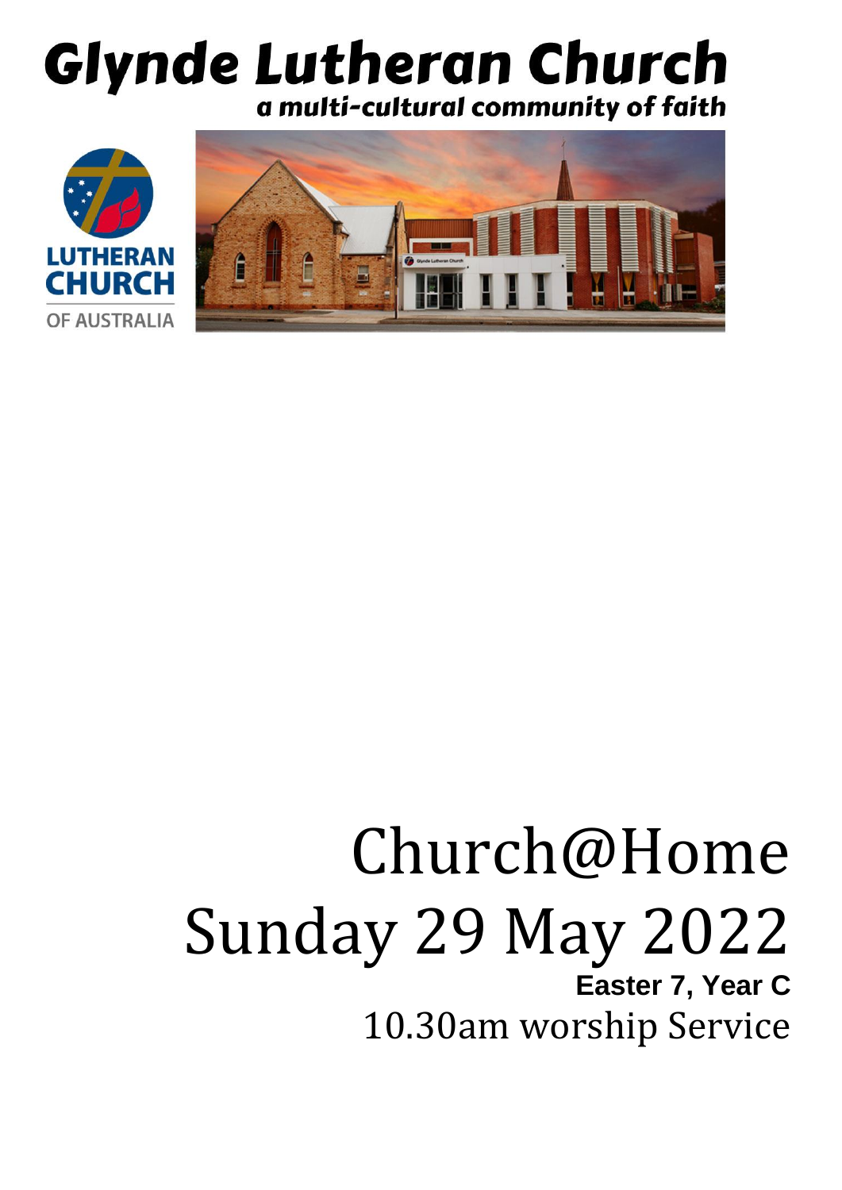# Glynde Lutheran Church

*a multi-cultural community of faith*

LUTHERAN CHURCH OF AUSTRALIA

# Church@Home
# Sunday 29 May 2022

**Easter 7, Year C**

10.30am worship Service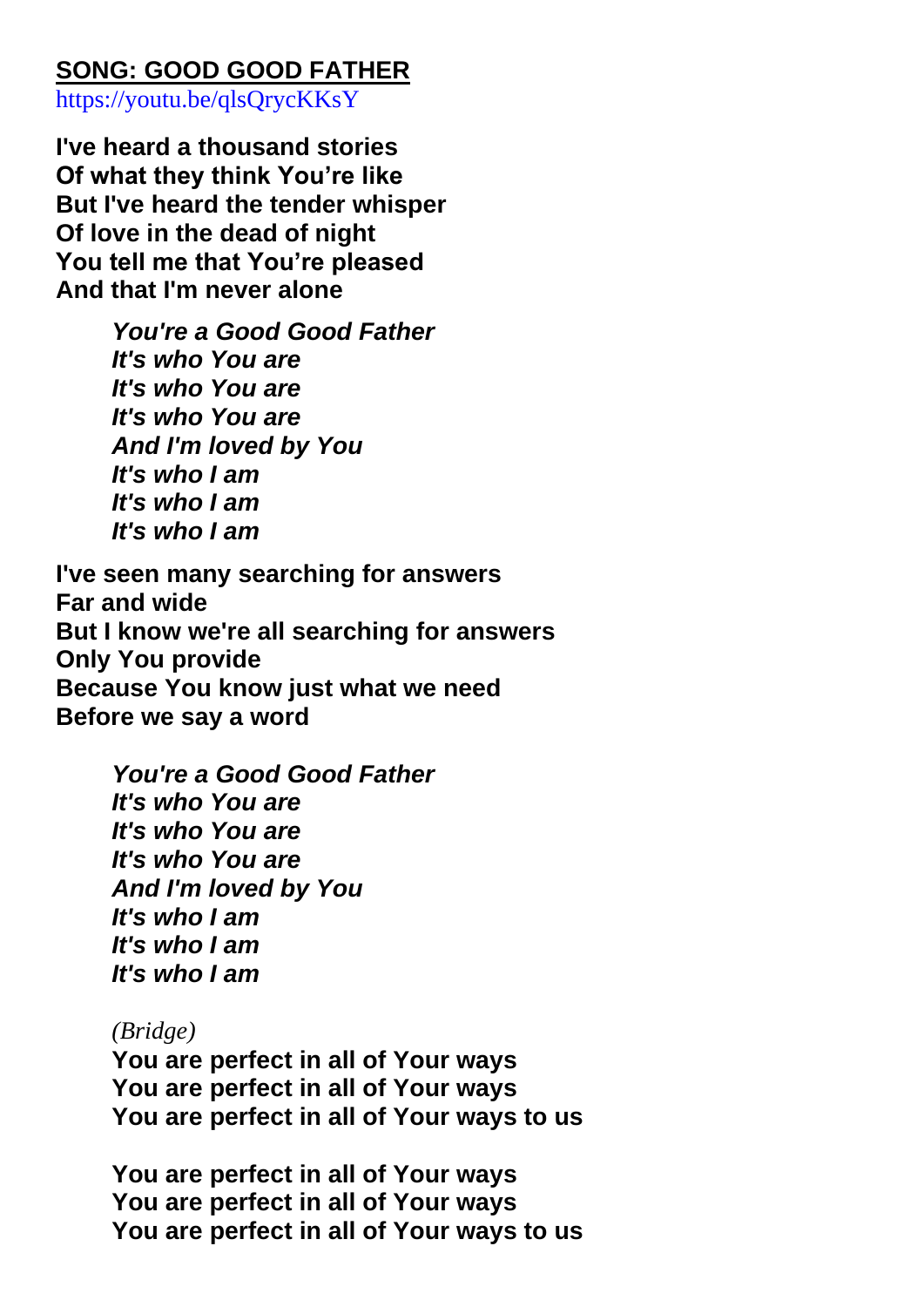## SONG: GOOD GOOD FATHER

https://youtu.be/qlsQrycKKsY

**I've heard a thousand stories**
**Of what they think You're like**
**But I've heard the tender whisper**
**Of love in the dead of night**
**You tell me that You're pleased**
**And that I'm never alone**

> ***You're a Good Good Father***
> ***It's who You are***
> ***It's who You are***
> ***It's who You are***
> ***And I'm loved by You***
> ***It's who I am***
> ***It's who I am***
> ***It's who I am***

**I've seen many searching for answers**
**Far and wide**
**But I know we're all searching for answers**
**Only You provide**
**Because You know just what we need**
**Before we say a word**

> ***You're a Good Good Father***
> ***It's who You are***
> ***It's who You are***
> ***It's who You are***
> ***And I'm loved by You***
> ***It's who I am***
> ***It's who I am***
> ***It's who I am***

> *(Bridge)*
> **You are perfect in all of Your ways**
> **You are perfect in all of Your ways**
> **You are perfect in all of Your ways to us**
>
> **You are perfect in all of Your ways**
> **You are perfect in all of Your ways**
> **You are perfect in all of Your ways to us**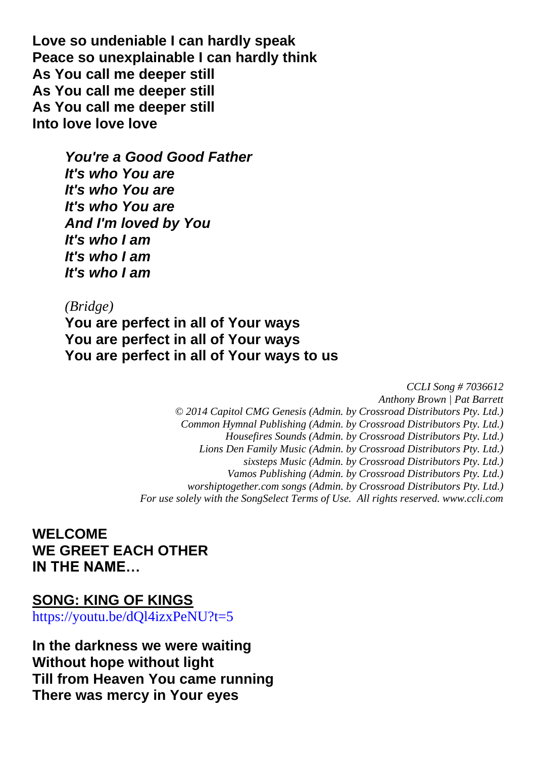**Love so undeniable I can hardly speak**
**Peace so unexplainable I can hardly think**
**As You call me deeper still**
**As You call me deeper still**
**As You call me deeper still**
**Into love love love**

> ***You're a Good Good Father***
> ***It's who You are***
> ***It's who You are***
> ***It's who You are***
> ***And I'm loved by You***
> ***It's who I am***
> ***It's who I am***
> ***It's who I am***

> *(Bridge)*
> **You are perfect in all of Your ways**
> **You are perfect in all of Your ways**
> **You are perfect in all of Your ways to us**

*CCLI Song # 7036612*
*Anthony Brown | Pat Barrett*
*© 2014 Capitol CMG Genesis (Admin. by Crossroad Distributors Pty. Ltd.)*
*Common Hymnal Publishing (Admin. by Crossroad Distributors Pty. Ltd.)*
*Housefires Sounds (Admin. by Crossroad Distributors Pty. Ltd.)*
*Lions Den Family Music (Admin. by Crossroad Distributors Pty. Ltd.)*
*sixsteps Music (Admin. by Crossroad Distributors Pty. Ltd.)*
*Vamos Publishing (Admin. by Crossroad Distributors Pty. Ltd.)*
*worshiptogether.com songs (Admin. by Crossroad Distributors Pty. Ltd.)*
*For use solely with the SongSelect Terms of Use. All rights reserved. www.ccli.com*

**WELCOME**
**WE GREET EACH OTHER**
**IN THE NAME…**

## SONG: KING OF KINGS

https://youtu.be/dQl4izxPeNU?t=5

**In the darkness we were waiting**
**Without hope without light**
**Till from Heaven You came running**
**There was mercy in Your eyes**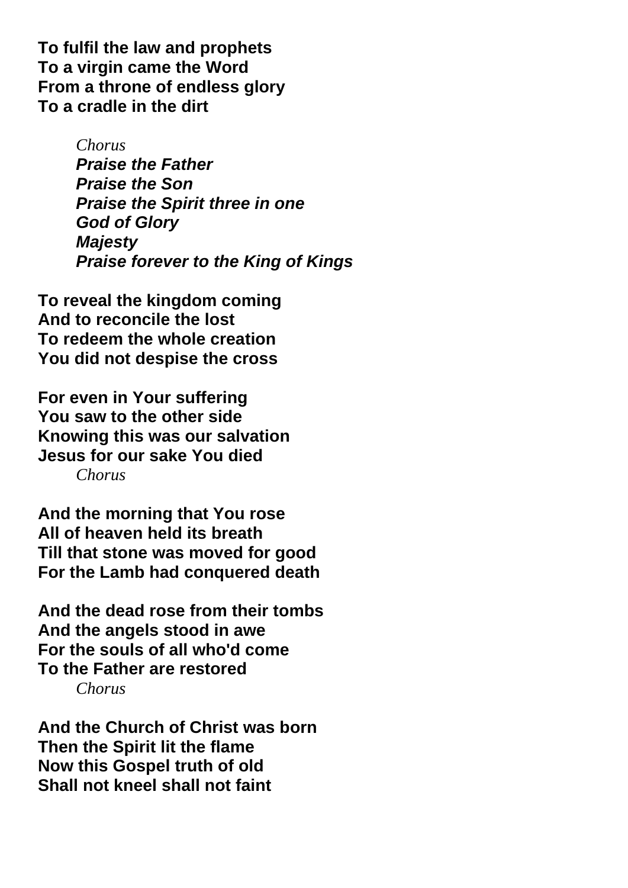**To fulfil the law and prophets**
**To a virgin came the Word**
**From a throne of endless glory**
**To a cradle in the dirt**

*Chorus*
***Praise the Father***
***Praise the Son***
***Praise the Spirit three in one***
***God of Glory***
***Majesty***
***Praise forever to the King of Kings***

**To reveal the kingdom coming**
**And to reconcile the lost**
**To redeem the whole creation**
**You did not despise the cross**

**For even in Your suffering**
**You saw to the other side**
**Knowing this was our salvation**
**Jesus for our sake You died**
*Chorus*

**And the morning that You rose**
**All of heaven held its breath**
**Till that stone was moved for good**
**For the Lamb had conquered death**

**And the dead rose from their tombs**
**And the angels stood in awe**
**For the souls of all who'd come**
**To the Father are restored**
*Chorus*

**And the Church of Christ was born**
**Then the Spirit lit the flame**
**Now this Gospel truth of old**
**Shall not kneel shall not faint**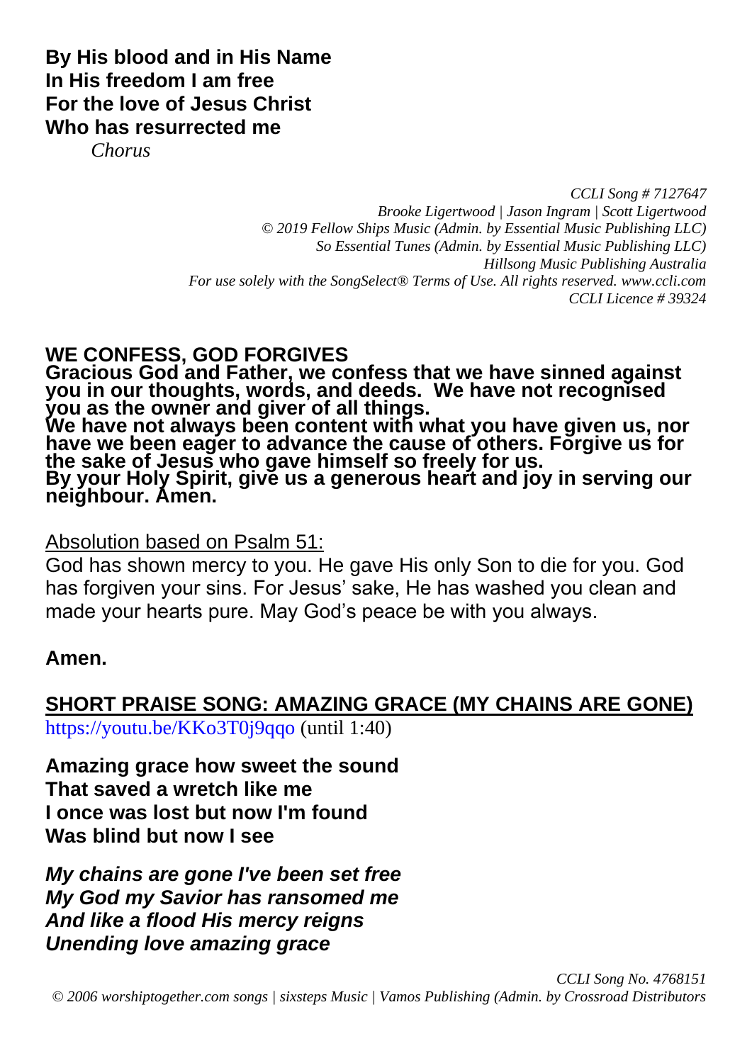**By His blood and in His Name**
**In His freedom I am free**
**For the love of Jesus Christ**
**Who has resurrected me**

*Chorus*

*CCLI Song # 7127647*
*Brooke Ligertwood | Jason Ingram | Scott Ligertwood*
*© 2019 Fellow Ships Music (Admin. by Essential Music Publishing LLC)*
*So Essential Tunes (Admin. by Essential Music Publishing LLC)*
*Hillsong Music Publishing Australia*
*For use solely with the SongSelect® Terms of Use. All rights reserved. www.ccli.com*
*CCLI Licence # 39324*

## WE CONFESS, GOD FORGIVES

**Gracious God and Father, we confess that we have sinned against you in our thoughts, words, and deeds. We have not recognised you as the owner and giver of all things.**
**We have not always been content with what you have given us, nor have we been eager to advance the cause of others. Forgive us for the sake of Jesus who gave himself so freely for us.**
**By your Holy Spirit, give us a generous heart and joy in serving our neighbour. Amen.**

<u>Absolution based on Psalm 51:</u>

God has shown mercy to you. He gave His only Son to die for you. God has forgiven your sins. For Jesus' sake, He has washed you clean and made your hearts pure. May God's peace be with you always.

**Amen.**

## SHORT PRAISE SONG: AMAZING GRACE (MY CHAINS ARE GONE)

https://youtu.be/KKo3T0j9qqo (until 1:40)

**Amazing grace how sweet the sound**
**That saved a wretch like me**
**I once was lost but now I'm found**
**Was blind but now I see**

***My chains are gone I've been set free***
***My God my Savior has ransomed me***
***And like a flood His mercy reigns***
***Unending love amazing grace***

*CCLI Song No. 4768151*
*© 2006 worshiptogether.com songs | sixsteps Music | Vamos Publishing (Admin. by Crossroad Distributors*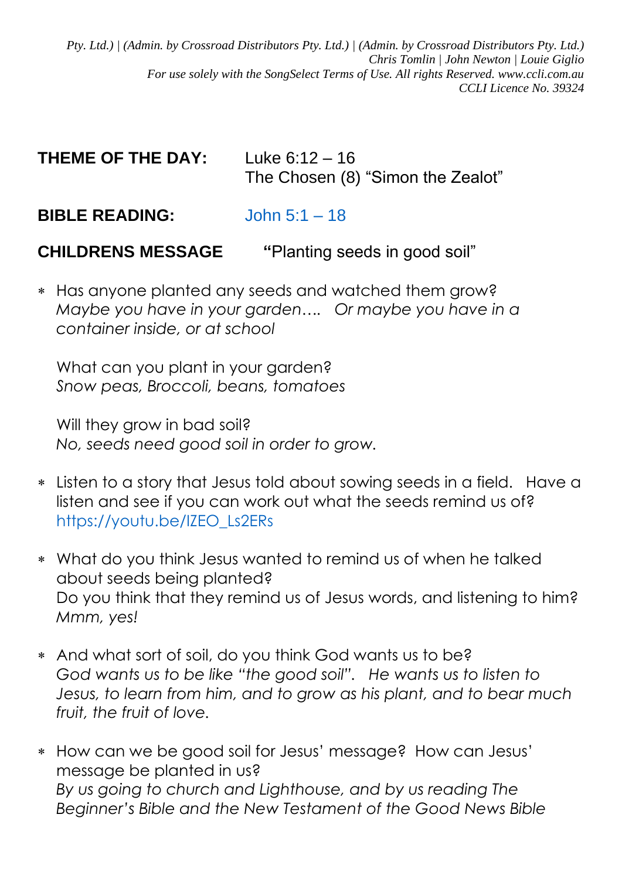*Pty. Ltd.) | (Admin. by Crossroad Distributors Pty. Ltd.) | (Admin. by Crossroad Distributors Pty. Ltd.)*
*Chris Tomlin | John Newton | Louie Giglio*
*For use solely with the SongSelect Terms of Use. All rights Reserved. www.ccli.com.au*
*CCLI Licence No. 39324*

**THEME OF THE DAY:** Luke 6:12 – 16
The Chosen (8) “Simon the Zealot”

**BIBLE READING:** John 5:1 – 18

**CHILDRENS MESSAGE** **“**Planting seeds in good soil”

- Has anyone planted any seeds and watched them grow?
  *Maybe you have in your garden…. Or maybe you have in a container inside, or at school*

  What can you plant in your garden?
  *Snow peas, Broccoli, beans, tomatoes*

  Will they grow in bad soil?
  *No, seeds need good soil in order to grow.*

- Listen to a story that Jesus told about sowing seeds in a field. Have a listen and see if you can work out what the seeds remind us of?
  https://youtu.be/lZEO_Ls2ERs

- What do you think Jesus wanted to remind us of when he talked about seeds being planted?
  Do you think that they remind us of Jesus words, and listening to him?
  *Mmm, yes!*

- And what sort of soil, do you think God wants us to be?
  *God wants us to be like “the good soil”. He wants us to listen to Jesus, to learn from him, and to grow as his plant, and to bear much fruit, the fruit of love.*

- How can we be good soil for Jesus’ message? How can Jesus’ message be planted in us?
  *By us going to church and Lighthouse, and by us reading The Beginner’s Bible and the New Testament of the Good News Bible*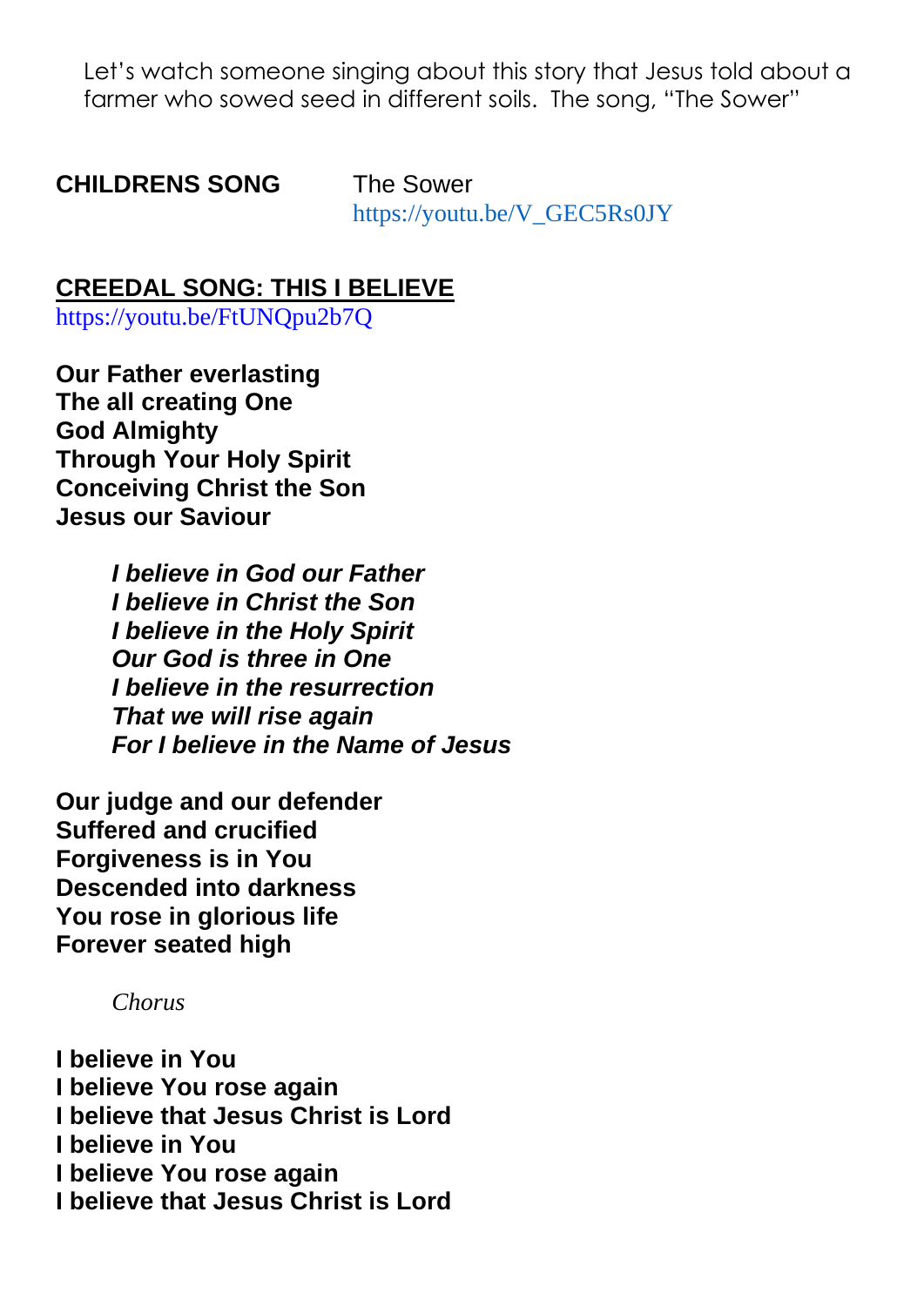Let's watch someone singing about this story that Jesus told about a farmer who sowed seed in different soils. The song, "The Sower"

**CHILDRENS SONG** The Sower
https://youtu.be/V_GEC5Rs0JY

## CREEDAL SONG: THIS I BELIEVE

https://youtu.be/FtUNQpu2b7Q

**Our Father everlasting**
**The all creating One**
**God Almighty**
**Through Your Holy Spirit**
**Conceiving Christ the Son**
**Jesus our Saviour**

> ***I believe in God our Father***
> ***I believe in Christ the Son***
> ***I believe in the Holy Spirit***
> ***Our God is three in One***
> ***I believe in the resurrection***
> ***That we will rise again***
> ***For I believe in the Name of Jesus***

**Our judge and our defender**
**Suffered and crucified**
**Forgiveness is in You**
**Descended into darkness**
**You rose in glorious life**
**Forever seated high**

> *Chorus*

**I believe in You**
**I believe You rose again**
**I believe that Jesus Christ is Lord**
**I believe in You**
**I believe You rose again**
**I believe that Jesus Christ is Lord**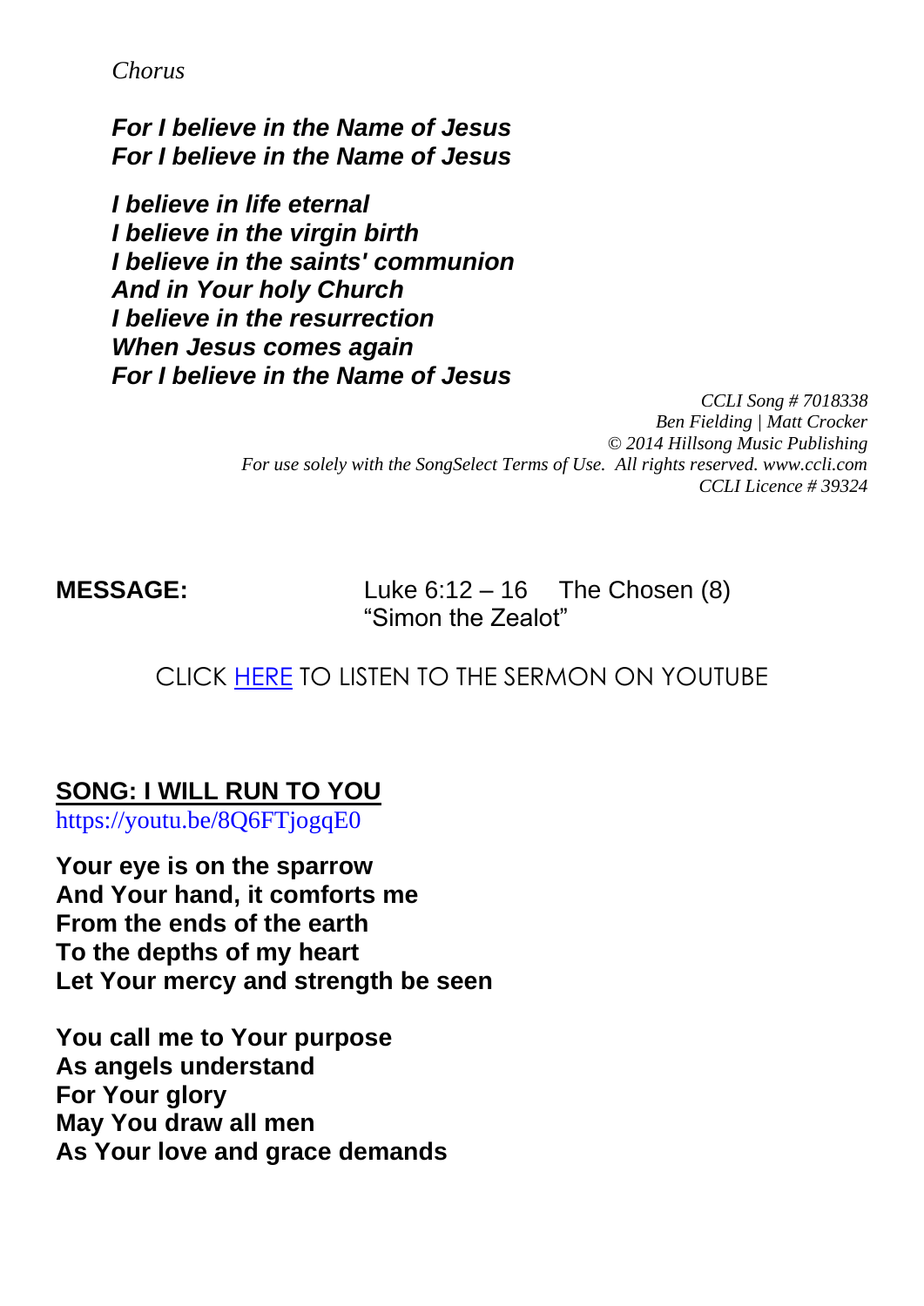*Chorus*

***For I believe in the Name of Jesus***
***For I believe in the Name of Jesus***

***I believe in life eternal***
***I believe in the virgin birth***
***I believe in the saints' communion***
***And in Your holy Church***
***I believe in the resurrection***
***When Jesus comes again***
***For I believe in the Name of Jesus***

*CCLI Song # 7018338*
*Ben Fielding | Matt Crocker*
*© 2014 Hillsong Music Publishing*
*For use solely with the SongSelect Terms of Use. All rights reserved. www.ccli.com*
*CCLI Licence # 39324*

**MESSAGE:** Luke 6:12 – 16 The Chosen (8)
"Simon the Zealot"

CLICK HERE TO LISTEN TO THE SERMON ON YOUTUBE

## SONG: I WILL RUN TO YOU

https://youtu.be/8Q6FTjogqE0

**Your eye is on the sparrow**
**And Your hand, it comforts me**
**From the ends of the earth**
**To the depths of my heart**
**Let Your mercy and strength be seen**

**You call me to Your purpose**
**As angels understand**
**For Your glory**
**May You draw all men**
**As Your love and grace demands**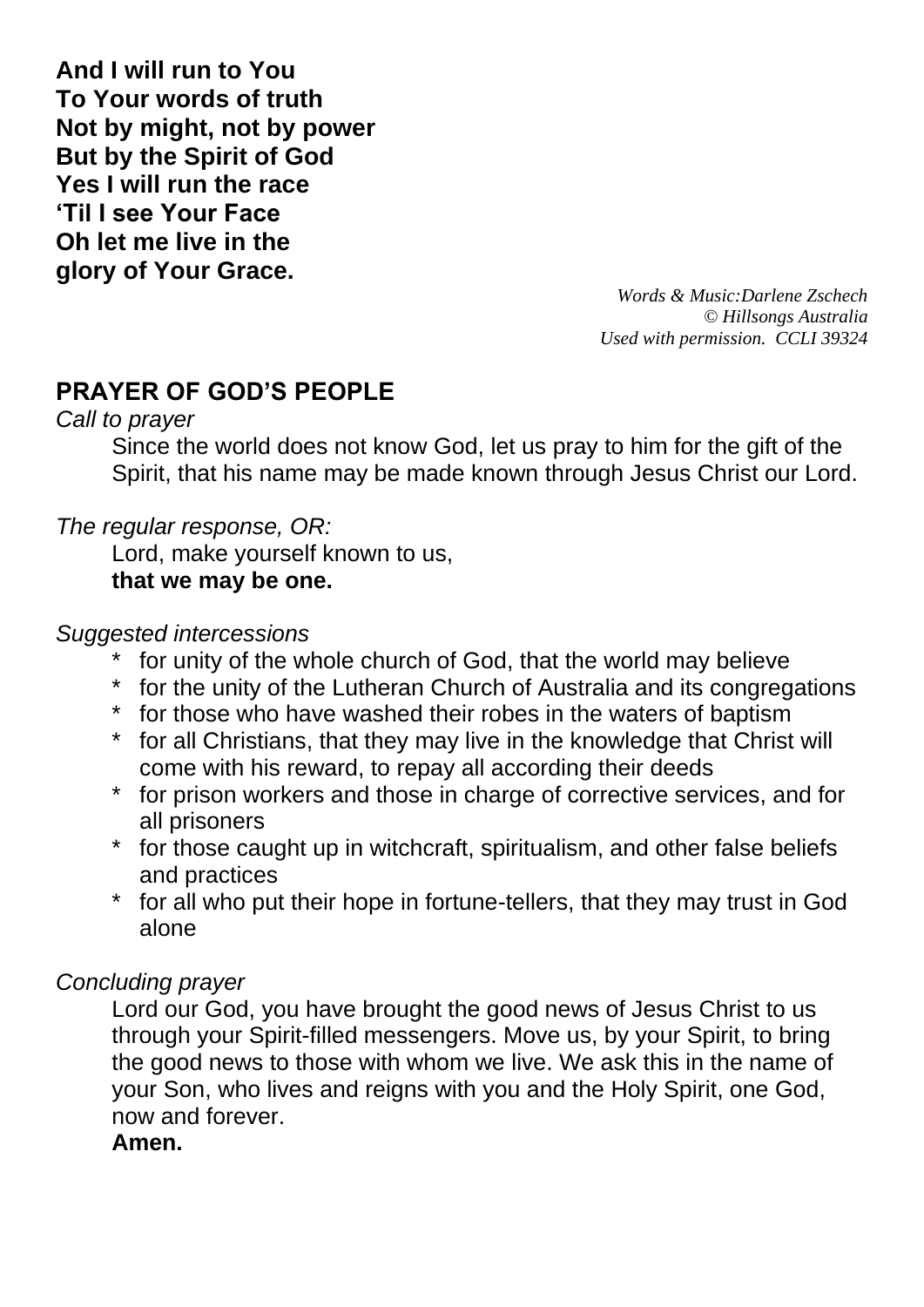**And I will run to You**
**To Your words of truth**
**Not by might, not by power**
**But by the Spirit of God**
**Yes I will run the race**
**'Til I see Your Face**
**Oh let me live in the**
**glory of Your Grace.**

*Words & Music:Darlene Zschech*
*© Hillsongs Australia*
*Used with permission. CCLI 39324*

## PRAYER OF GOD'S PEOPLE

*Call to prayer*

Since the world does not know God, let us pray to him for the gift of the Spirit, that his name may be made known through Jesus Christ our Lord.

*The regular response, OR:*

Lord, make yourself known to us,
**that we may be one.**

*Suggested intercessions*

- for unity of the whole church of God, that the world may believe
- for the unity of the Lutheran Church of Australia and its congregations
- for those who have washed their robes in the waters of baptism
- for all Christians, that they may live in the knowledge that Christ will come with his reward, to repay all according their deeds
- for prison workers and those in charge of corrective services, and for all prisoners
- for those caught up in witchcraft, spiritualism, and other false beliefs and practices
- for all who put their hope in fortune-tellers, that they may trust in God alone

*Concluding prayer*

Lord our God, you have brought the good news of Jesus Christ to us through your Spirit-filled messengers. Move us, by your Spirit, to bring the good news to those with whom we live. We ask this in the name of your Son, who lives and reigns with you and the Holy Spirit, one God, now and forever.
**Amen.**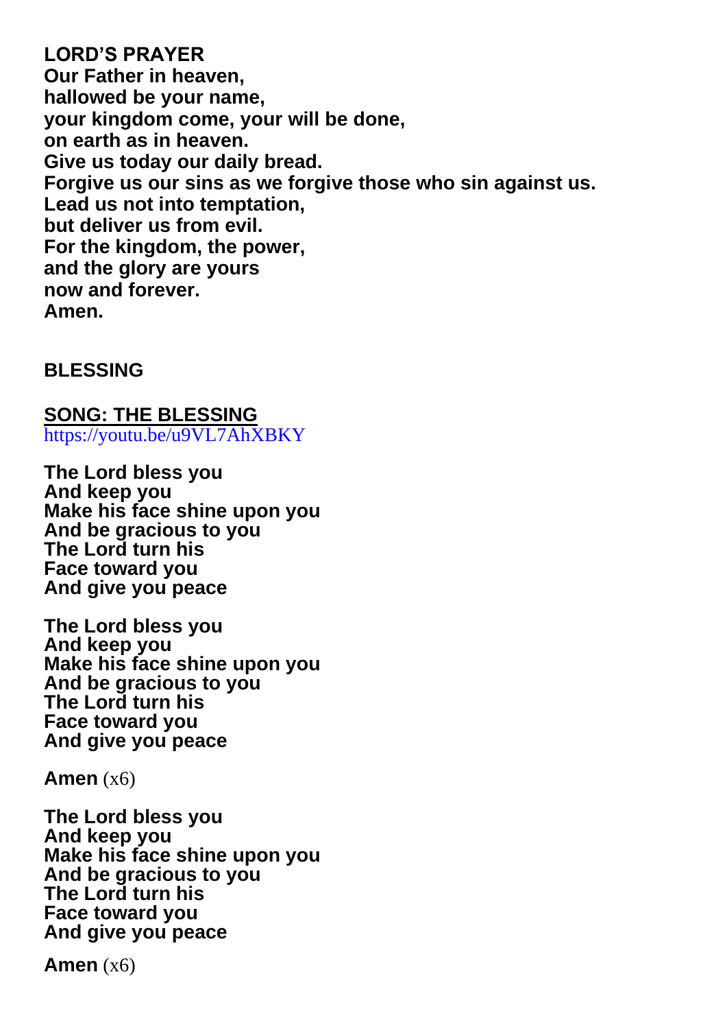**LORD'S PRAYER**
**Our Father in heaven,**
**hallowed be your name,**
**your kingdom come, your will be done,**
**on earth as in heaven.**
**Give us today our daily bread.**
**Forgive us our sins as we forgive those who sin against us.**
**Lead us not into temptation,**
**but deliver us from evil.**
**For the kingdom, the power,**
**and the glory are yours**
**now and forever.**
**Amen.**

**BLESSING**

**SONG: THE BLESSING**
https://youtu.be/u9VL7AhXBKY

**The Lord bless you**
**And keep you**
**Make his face shine upon you**
**And be gracious to you**
**The Lord turn his**
**Face toward you**
**And give you peace**

**The Lord bless you**
**And keep you**
**Make his face shine upon you**
**And be gracious to you**
**The Lord turn his**
**Face toward you**
**And give you peace**

**Amen** (x6)

**The Lord bless you**
**And keep you**
**Make his face shine upon you**
**And be gracious to you**
**The Lord turn his**
**Face toward you**
**And give you peace**

**Amen** (x6)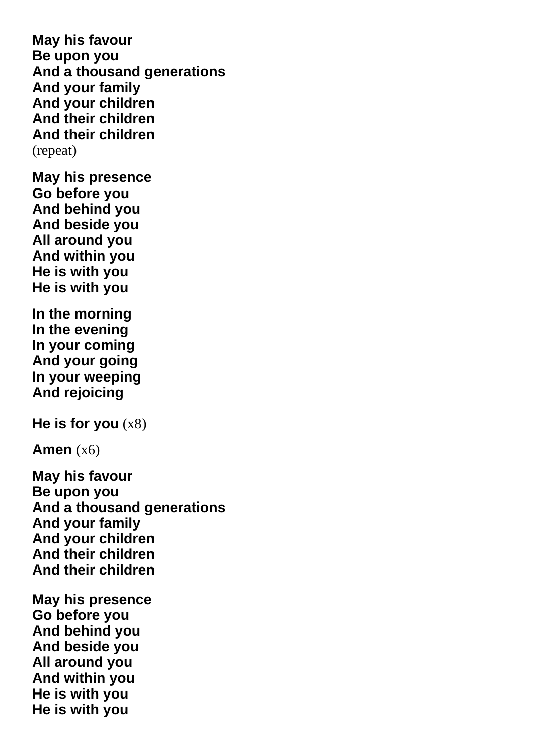**May his favour**
**Be upon you**
**And a thousand generations**
**And your family**
**And your children**
**And their children**
**And their children**
(repeat)

**May his presence**
**Go before you**
**And behind you**
**And beside you**
**All around you**
**And within you**
**He is with you**
**He is with you**

**In the morning**
**In the evening**
**In your coming**
**And your going**
**In your weeping**
**And rejoicing**

**He is for you** (x8)

**Amen** (x6)

**May his favour**
**Be upon you**
**And a thousand generations**
**And your family**
**And your children**
**And their children**
**And their children**

**May his presence**
**Go before you**
**And behind you**
**And beside you**
**All around you**
**And within you**
**He is with you**
**He is with you**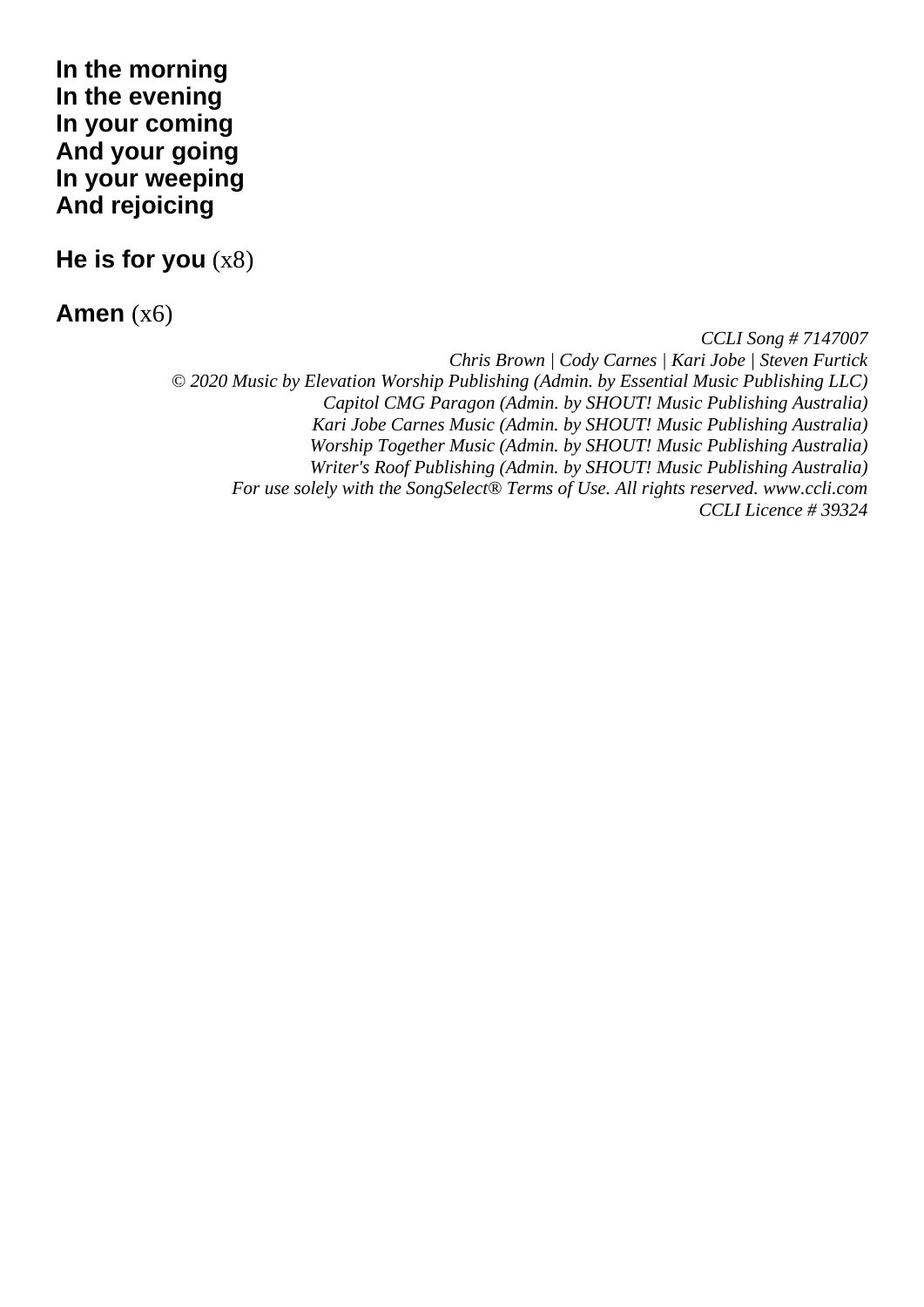**In the morning**
**In the evening**
**In your coming**
**And your going**
**In your weeping**
**And rejoicing**

**He is for you** (x8)

**Amen** (x6)

*CCLI Song # 7147007*
*Chris Brown | Cody Carnes | Kari Jobe | Steven Furtick*
*© 2020 Music by Elevation Worship Publishing (Admin. by Essential Music Publishing LLC)*
*Capitol CMG Paragon (Admin. by SHOUT! Music Publishing Australia)*
*Kari Jobe Carnes Music (Admin. by SHOUT! Music Publishing Australia)*
*Worship Together Music (Admin. by SHOUT! Music Publishing Australia)*
*Writer's Roof Publishing (Admin. by SHOUT! Music Publishing Australia)*
*For use solely with the SongSelect® Terms of Use. All rights reserved. www.ccli.com*
*CCLI Licence # 39324*